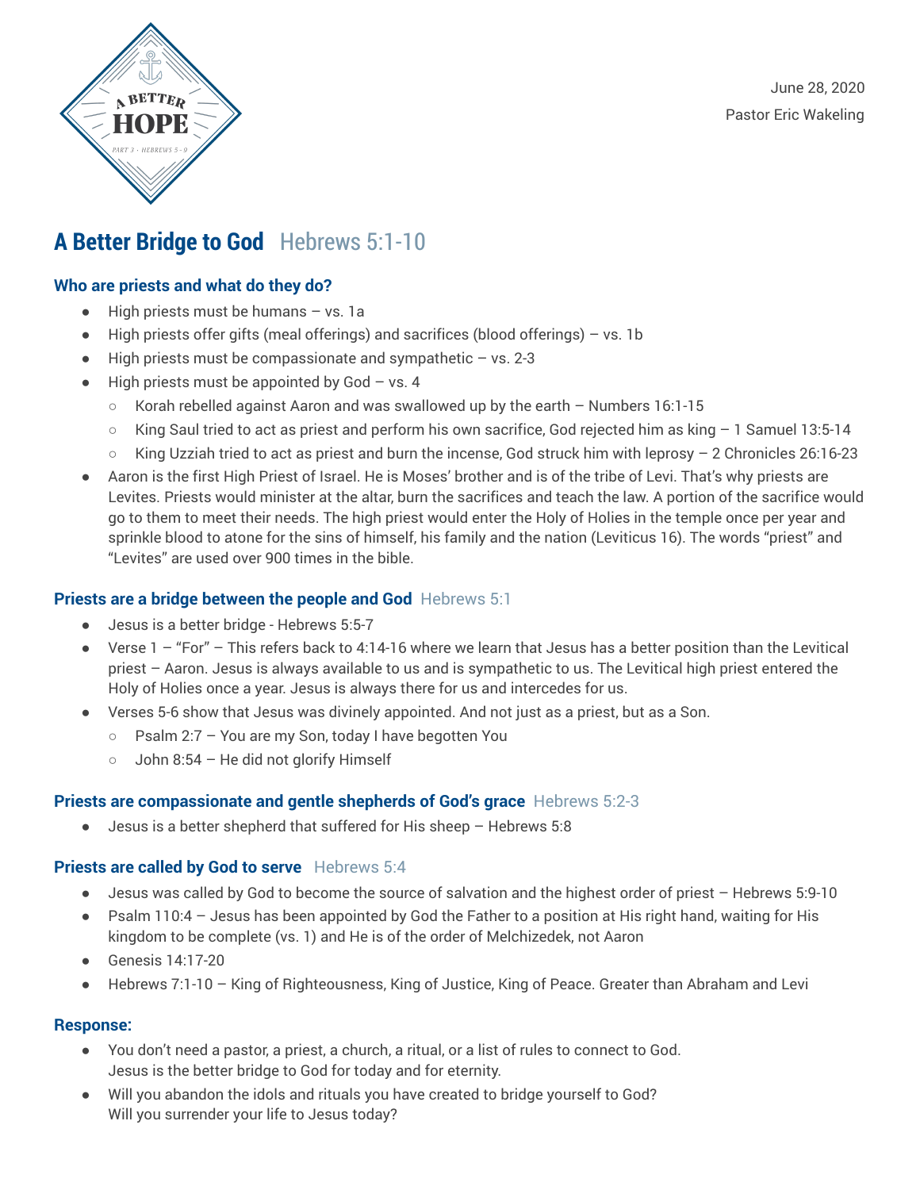A BETTER HOPE

PART 3 · HEBREWS 5 – 9

June 28, 2020

Pastor Eric Wakeling

# A Better Bridge to God Hebrews 5:1-10

### Who are priests and what do they do?

- High priests must be humans – vs. 1a
- High priests offer gifts (meal offerings) and sacrifices (blood offerings) – vs. 1b
- High priests must be compassionate and sympathetic – vs. 2-3
- High priests must be appointed by God – vs. 4
  - Korah rebelled against Aaron and was swallowed up by the earth – Numbers 16:1-15
  - King Saul tried to act as priest and perform his own sacrifice, God rejected him as king – 1 Samuel 13:5-14
  - King Uzziah tried to act as priest and burn the incense, God struck him with leprosy – 2 Chronicles 26:16-23
- Aaron is the first High Priest of Israel. He is Moses' brother and is of the tribe of Levi. That's why priests are Levites. Priests would minister at the altar, burn the sacrifices and teach the law. A portion of the sacrifice would go to them to meet their needs. The high priest would enter the Holy of Holies in the temple once per year and sprinkle blood to atone for the sins of himself, his family and the nation (Leviticus 16). The words "priest" and "Levites" are used over 900 times in the bible.

### Priests are a bridge between the people and God Hebrews 5:1

- Jesus is a better bridge - Hebrews 5:5-7
- Verse 1 – "For" – This refers back to 4:14-16 where we learn that Jesus has a better position than the Levitical priest – Aaron. Jesus is always available to us and is sympathetic to us. The Levitical high priest entered the Holy of Holies once a year. Jesus is always there for us and intercedes for us.
- Verses 5-6 show that Jesus was divinely appointed. And not just as a priest, but as a Son.
  - Psalm 2:7 – You are my Son, today I have begotten You
  - John 8:54 – He did not glorify Himself

### Priests are compassionate and gentle shepherds of God's grace Hebrews 5:2-3

- Jesus is a better shepherd that suffered for His sheep – Hebrews 5:8

### Priests are called by God to serve Hebrews 5:4

- Jesus was called by God to become the source of salvation and the highest order of priest – Hebrews 5:9-10
- Psalm 110:4 – Jesus has been appointed by God the Father to a position at His right hand, waiting for His kingdom to be complete (vs. 1) and He is of the order of Melchizedek, not Aaron
- Genesis 14:17-20
- Hebrews 7:1-10 – King of Righteousness, King of Justice, King of Peace. Greater than Abraham and Levi

### Response:

- You don't need a pastor, a priest, a church, a ritual, or a list of rules to connect to God.
  Jesus is the better bridge to God for today and for eternity.
- Will you abandon the idols and rituals you have created to bridge yourself to God?
  Will you surrender your life to Jesus today?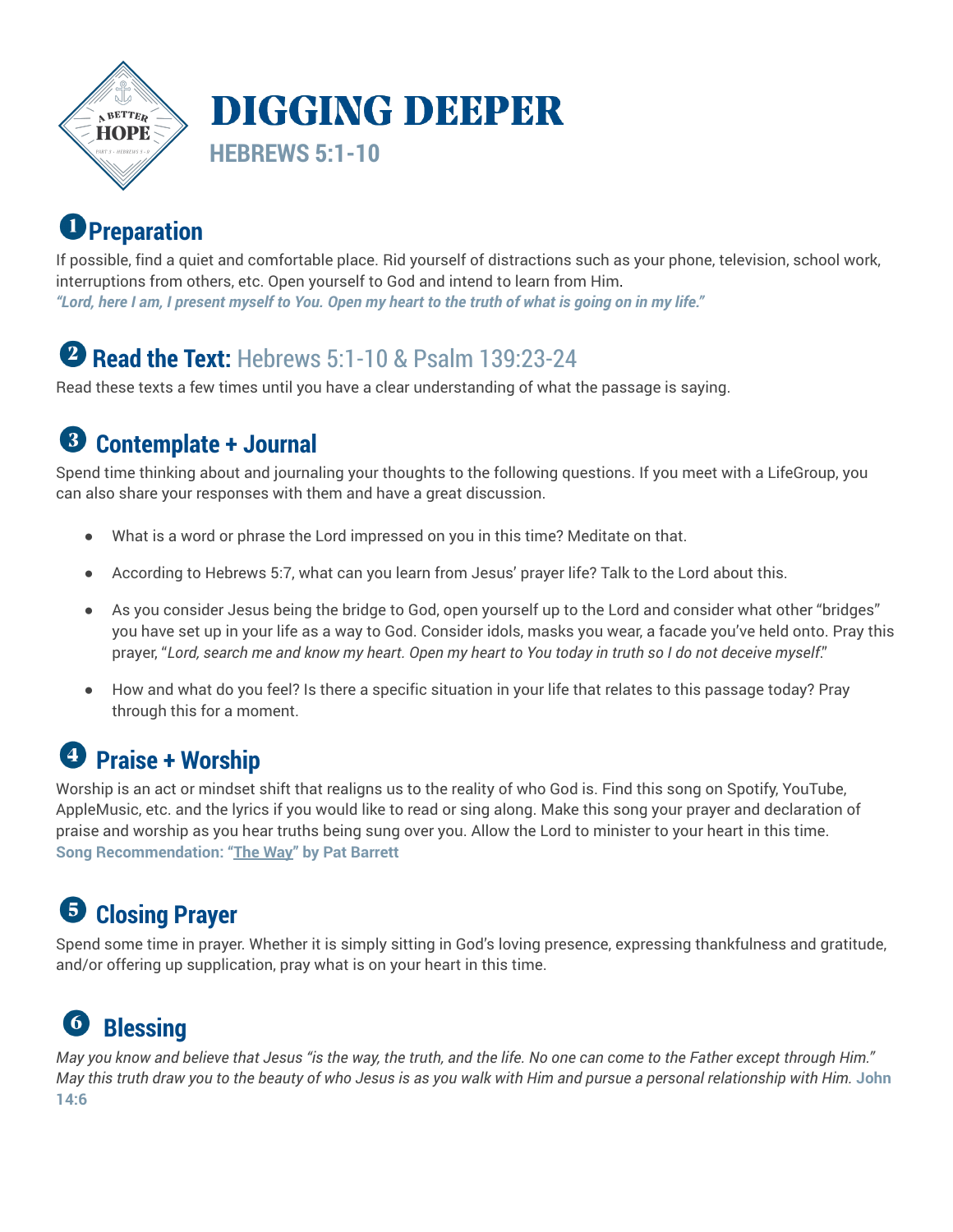# DIGGING DEEPER

## HEBREWS 5:1-10

## ❶ Preparation

If possible, find a quiet and comfortable place. Rid yourself of distractions such as your phone, television, school work, interruptions from others, etc. Open yourself to God and intend to learn from Him.

***"Lord, here I am, I present myself to You. Open my heart to the truth of what is going on in my life."***

## ❷ Read the Text: Hebrews 5:1-10 & Psalm 139:23-24

Read these texts a few times until you have a clear understanding of what the passage is saying.

## ❸ Contemplate + Journal

Spend time thinking about and journaling your thoughts to the following questions. If you meet with a LifeGroup, you can also share your responses with them and have a great discussion.

- What is a word or phrase the Lord impressed on you in this time? Meditate on that.
- According to Hebrews 5:7, what can you learn from Jesus' prayer life? Talk to the Lord about this.
- As you consider Jesus being the bridge to God, open yourself up to the Lord and consider what other "bridges" you have set up in your life as a way to God. Consider idols, masks you wear, a facade you've held onto. Pray this prayer, "*Lord, search me and know my heart. Open my heart to You today in truth so I do not deceive myself*."
- How and what do you feel? Is there a specific situation in your life that relates to this passage today? Pray through this for a moment.

## ❹ Praise + Worship

Worship is an act or mindset shift that realigns us to the reality of who God is. Find this song on Spotify, YouTube, AppleMusic, etc. and the lyrics if you would like to read or sing along. Make this song your prayer and declaration of praise and worship as you hear truths being sung over you. Allow the Lord to minister to your heart in this time.

**Song Recommendation: "The Way" by Pat Barrett**

## ❺ Closing Prayer

Spend some time in prayer. Whether it is simply sitting in God's loving presence, expressing thankfulness and gratitude, and/or offering up supplication, pray what is on your heart in this time.

## ❻ Blessing

*May you know and believe that Jesus "is the way, the truth, and the life. No one can come to the Father except through Him." May this truth draw you to the beauty of who Jesus is as you walk with Him and pursue a personal relationship with Him.* **John 14:6**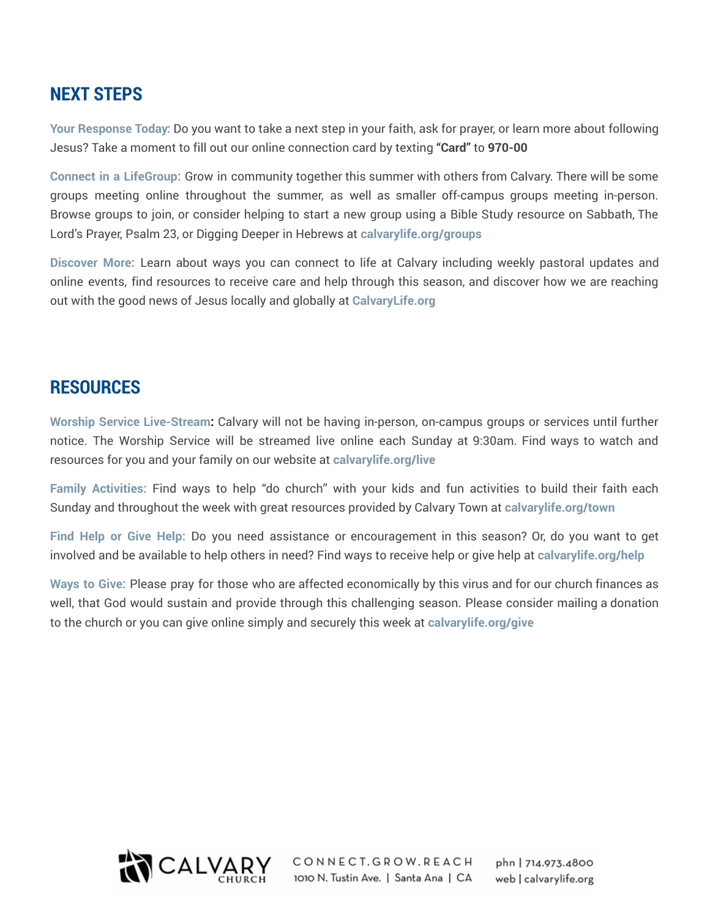## NEXT STEPS

**Your Response Today:** Do you want to take a next step in your faith, ask for prayer, or learn more about following Jesus? Take a moment to fill out our online connection card by texting **"Card"** to **970-00**

**Connect in a LifeGroup:** Grow in community together this summer with others from Calvary. There will be some groups meeting online throughout the summer, as well as smaller off-campus groups meeting in-person. Browse groups to join, or consider helping to start a new group using a Bible Study resource on Sabbath, The Lord's Prayer, Psalm 23, or Digging Deeper in Hebrews at **calvarylife.org/groups**

**Discover More:** Learn about ways you can connect to life at Calvary including weekly pastoral updates and online events, find resources to receive care and help through this season, and discover how we are reaching out with the good news of Jesus locally and globally at **CalvaryLife.org**

## RESOURCES

**Worship Service Live-Stream:** Calvary will not be having in-person, on-campus groups or services until further notice. The Worship Service will be streamed live online each Sunday at 9:30am. Find ways to watch and resources for you and your family on our website at **calvarylife.org/live**

**Family Activities:** Find ways to help "do church" with your kids and fun activities to build their faith each Sunday and throughout the week with great resources provided by Calvary Town at **calvarylife.org/town**

**Find Help or Give Help:** Do you need assistance or encouragement in this season? Or, do you want to get involved and be available to help others in need? Find ways to receive help or give help at **calvarylife.org/help**

**Ways to Give:** Please pray for those who are affected economically by this virus and for our church finances as well, that God would sustain and provide through this challenging season. Please consider mailing a donation to the church or you can give online simply and securely this week at **calvarylife.org/give**

CALVARY CHURCH

CONNECT.GROW.REACH
1010 N. Tustin Ave. | Santa Ana | CA

phn | 714.973.4800
web | calvarylife.org